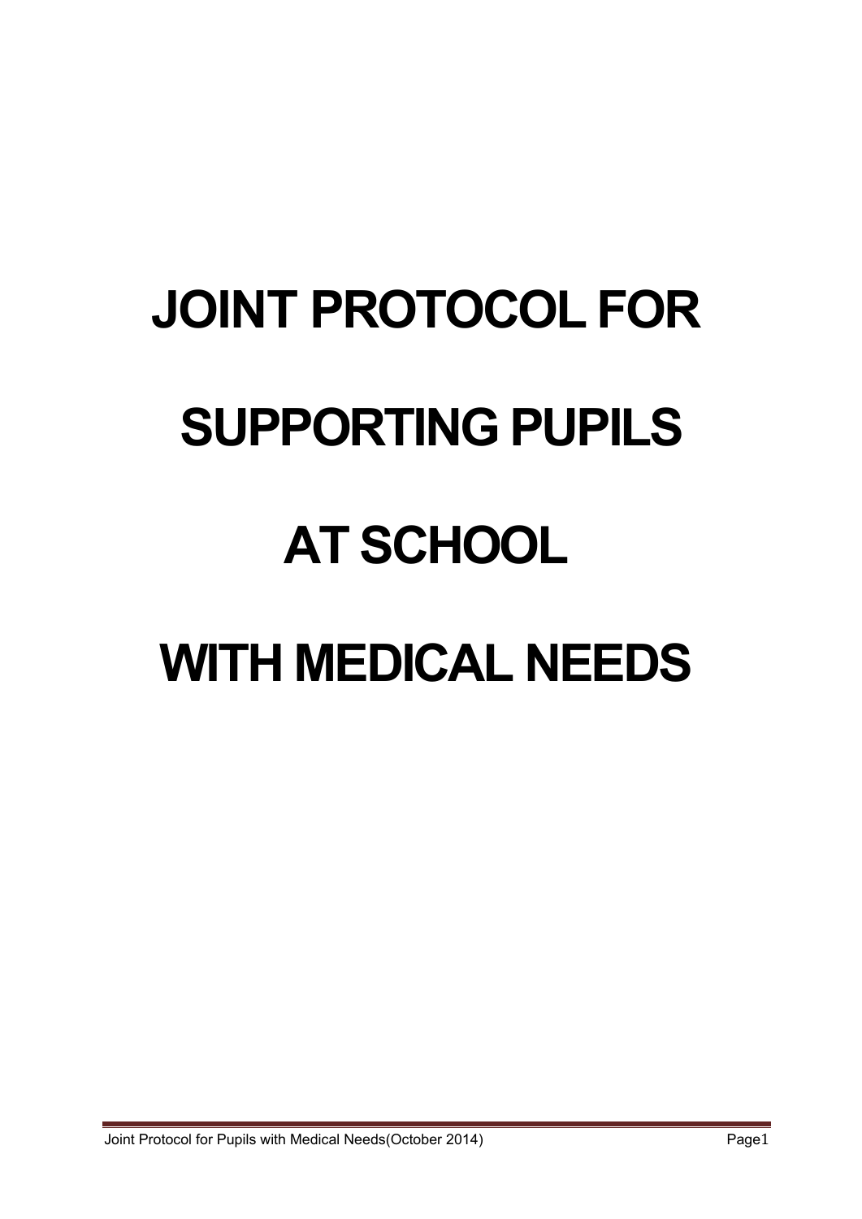# JOINT PROTOCOL FOR SUPPORTING PUPILS AT SCHOOL WITH MEDICAL NEEDS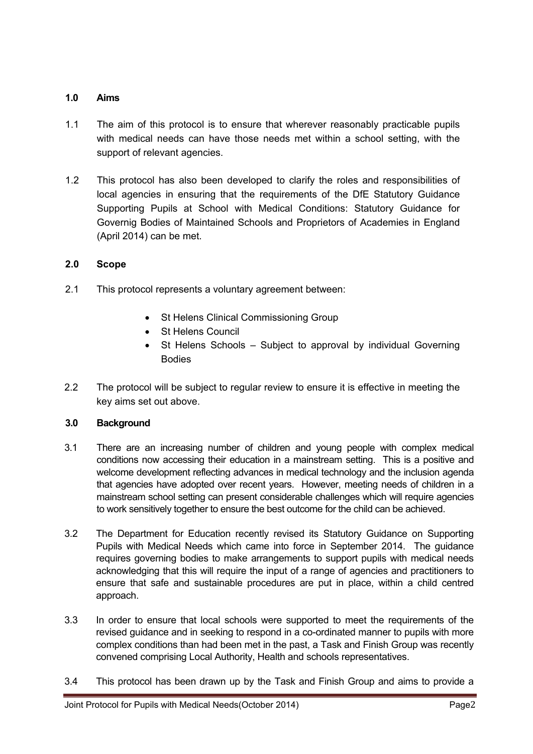## 1.0 Aims

1.1 The aim of this protocol is to ensure that wherever reasonably practicable pupils with medical needs can have those needs met within a school setting, with the support of relevant agencies.

1.2 This protocol has also been developed to clarify the roles and responsibilities of local agencies in ensuring that the requirements of the DfE Statutory Guidance Supporting Pupils at School with Medical Conditions: Statutory Guidance for Governig Bodies of Maintained Schools and Proprietors of Academies in England (April 2014) can be met.

## 2.0 Scope

2.1 This protocol represents a voluntary agreement between:

- St Helens Clinical Commissioning Group
- St Helens Council
- St Helens Schools – Subject to approval by individual Governing Bodies

2.2 The protocol will be subject to regular review to ensure it is effective in meeting the key aims set out above.

## 3.0 Background

3.1 There are an increasing number of children and young people with complex medical conditions now accessing their education in a mainstream setting. This is a positive and welcome development reflecting advances in medical technology and the inclusion agenda that agencies have adopted over recent years. However, meeting needs of children in a mainstream school setting can present considerable challenges which will require agencies to work sensitively together to ensure the best outcome for the child can be achieved.

3.2 The Department for Education recently revised its Statutory Guidance on Supporting Pupils with Medical Needs which came into force in September 2014. The guidance requires governing bodies to make arrangements to support pupils with medical needs acknowledging that this will require the input of a range of agencies and practitioners to ensure that safe and sustainable procedures are put in place, within a child centred approach.

3.3 In order to ensure that local schools were supported to meet the requirements of the revised guidance and in seeking to respond in a co-ordinated manner to pupils with more complex conditions than had been met in the past, a Task and Finish Group was recently convened comprising Local Authority, Health and schools representatives.

3.4 This protocol has been drawn up by the Task and Finish Group and aims to provide a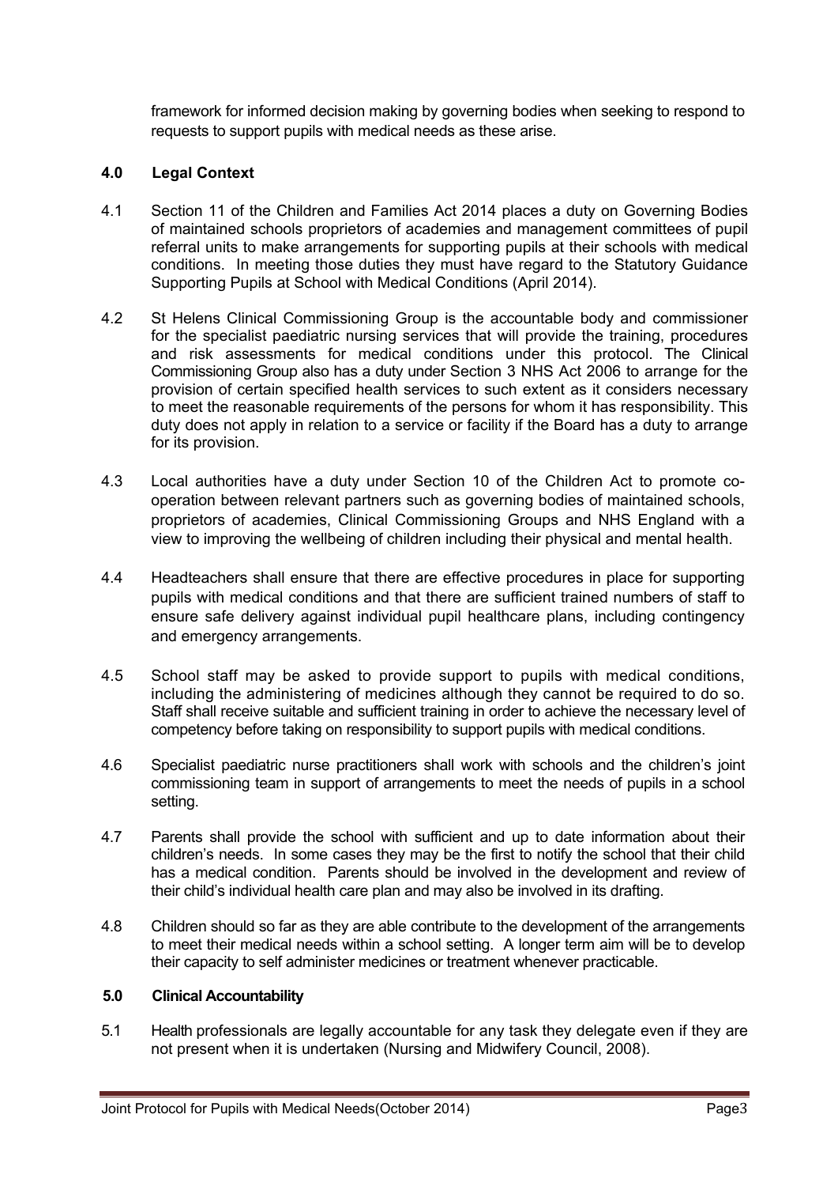framework for informed decision making by governing bodies when seeking to respond to requests to support pupils with medical needs as these arise.

## 4.0 Legal Context

4.1 Section 11 of the Children and Families Act 2014 places a duty on Governing Bodies of maintained schools proprietors of academies and management committees of pupil referral units to make arrangements for supporting pupils at their schools with medical conditions. In meeting those duties they must have regard to the Statutory Guidance Supporting Pupils at School with Medical Conditions (April 2014).

4.2 St Helens Clinical Commissioning Group is the accountable body and commissioner for the specialist paediatric nursing services that will provide the training, procedures and risk assessments for medical conditions under this protocol. The Clinical Commissioning Group also has a duty under Section 3 NHS Act 2006 to arrange for the provision of certain specified health services to such extent as it considers necessary to meet the reasonable requirements of the persons for whom it has responsibility. This duty does not apply in relation to a service or facility if the Board has a duty to arrange for its provision.

4.3 Local authorities have a duty under Section 10 of the Children Act to promote co-operation between relevant partners such as governing bodies of maintained schools, proprietors of academies, Clinical Commissioning Groups and NHS England with a view to improving the wellbeing of children including their physical and mental health.

4.4 Headteachers shall ensure that there are effective procedures in place for supporting pupils with medical conditions and that there are sufficient trained numbers of staff to ensure safe delivery against individual pupil healthcare plans, including contingency and emergency arrangements.

4.5 School staff may be asked to provide support to pupils with medical conditions, including the administering of medicines although they cannot be required to do so. Staff shall receive suitable and sufficient training in order to achieve the necessary level of competency before taking on responsibility to support pupils with medical conditions.

4.6 Specialist paediatric nurse practitioners shall work with schools and the children's joint commissioning team in support of arrangements to meet the needs of pupils in a school setting.

4.7 Parents shall provide the school with sufficient and up to date information about their children's needs. In some cases they may be the first to notify the school that their child has a medical condition. Parents should be involved in the development and review of their child's individual health care plan and may also be involved in its drafting.

4.8 Children should so far as they are able contribute to the development of the arrangements to meet their medical needs within a school setting. A longer term aim will be to develop their capacity to self administer medicines or treatment whenever practicable.

## 5.0 Clinical Accountability

5.1 Health professionals are legally accountable for any task they delegate even if they are not present when it is undertaken (Nursing and Midwifery Council, 2008).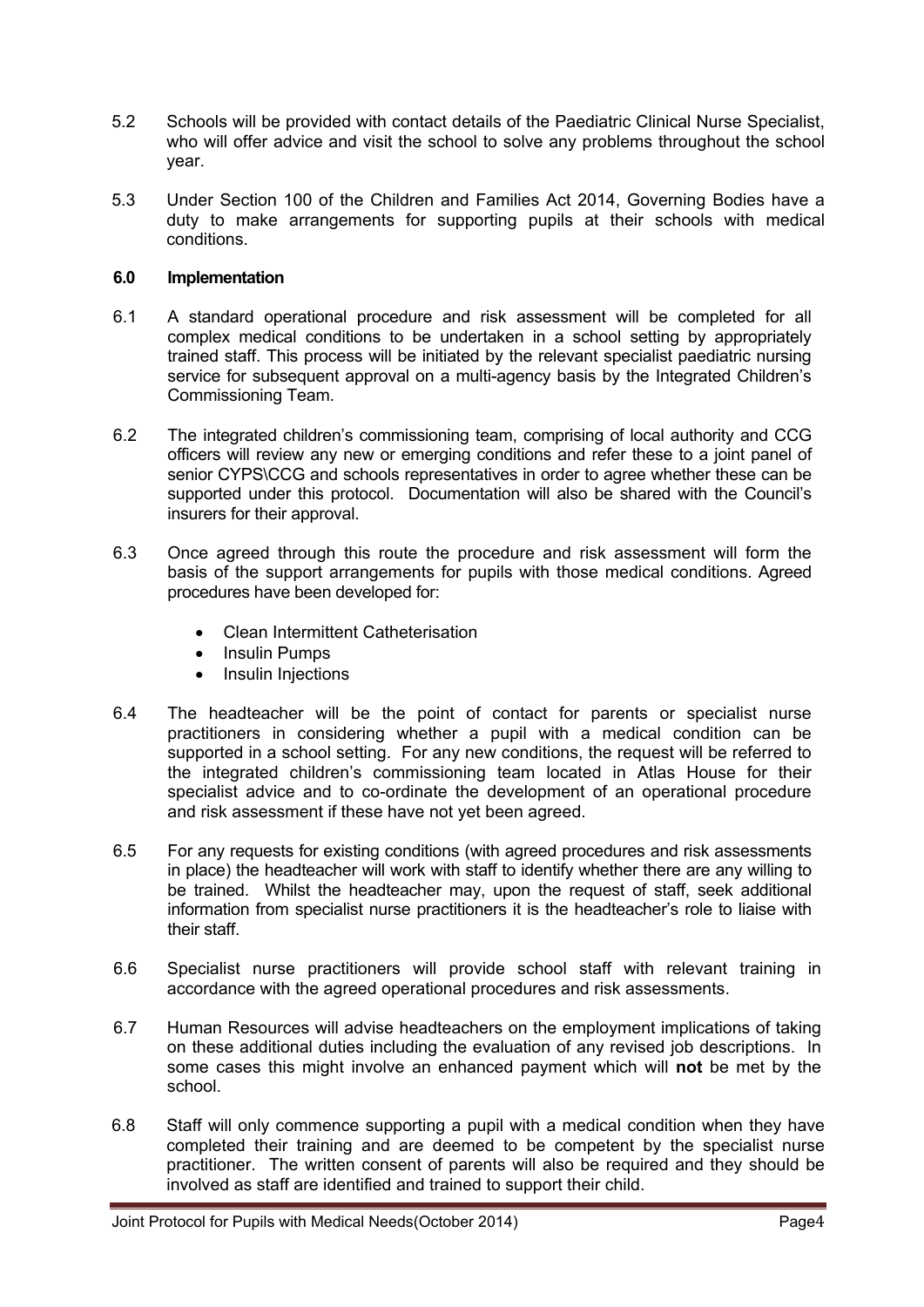5.2 Schools will be provided with contact details of the Paediatric Clinical Nurse Specialist, who will offer advice and visit the school to solve any problems throughout the school year.

5.3 Under Section 100 of the Children and Families Act 2014, Governing Bodies have a duty to make arrangements for supporting pupils at their schools with medical conditions.

## 6.0 Implementation

6.1 A standard operational procedure and risk assessment will be completed for all complex medical conditions to be undertaken in a school setting by appropriately trained staff. This process will be initiated by the relevant specialist paediatric nursing service for subsequent approval on a multi-agency basis by the Integrated Children's Commissioning Team.

6.2 The integrated children's commissioning team, comprising of local authority and CCG officers will review any new or emerging conditions and refer these to a joint panel of senior CYPS\CCG and schools representatives in order to agree whether these can be supported under this protocol. Documentation will also be shared with the Council's insurers for their approval.

6.3 Once agreed through this route the procedure and risk assessment will form the basis of the support arrangements for pupils with those medical conditions. Agreed procedures have been developed for:

- Clean Intermittent Catheterisation
- Insulin Pumps
- Insulin Injections

6.4 The headteacher will be the point of contact for parents or specialist nurse practitioners in considering whether a pupil with a medical condition can be supported in a school setting. For any new conditions, the request will be referred to the integrated children's commissioning team located in Atlas House for their specialist advice and to co-ordinate the development of an operational procedure and risk assessment if these have not yet been agreed.

6.5 For any requests for existing conditions (with agreed procedures and risk assessments in place) the headteacher will work with staff to identify whether there are any willing to be trained. Whilst the headteacher may, upon the request of staff, seek additional information from specialist nurse practitioners it is the headteacher's role to liaise with their staff.

6.6 Specialist nurse practitioners will provide school staff with relevant training in accordance with the agreed operational procedures and risk assessments.

6.7 Human Resources will advise headteachers on the employment implications of taking on these additional duties including the evaluation of any revised job descriptions. In some cases this might involve an enhanced payment which will **not** be met by the school.

6.8 Staff will only commence supporting a pupil with a medical condition when they have completed their training and are deemed to be competent by the specialist nurse practitioner. The written consent of parents will also be required and they should be involved as staff are identified and trained to support their child.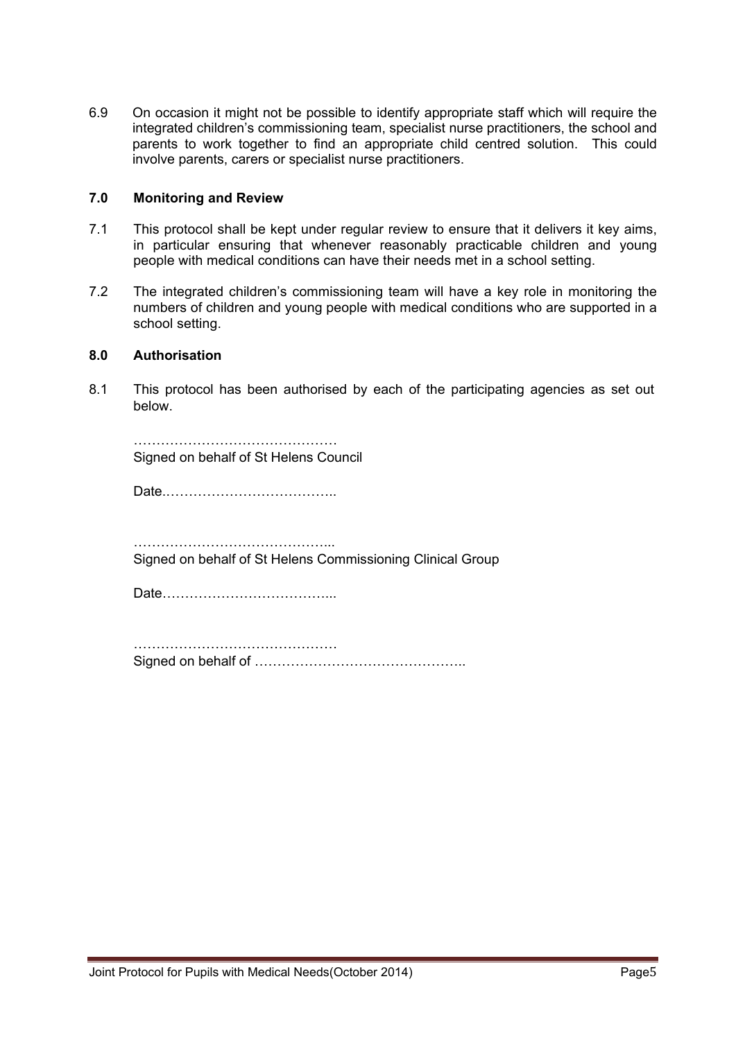6.9 On occasion it might not be possible to identify appropriate staff which will require the integrated children's commissioning team, specialist nurse practitioners, the school and parents to work together to find an appropriate child centred solution. This could involve parents, carers or specialist nurse practitioners.

### 7.0 Monitoring and Review

7.1 This protocol shall be kept under regular review to ensure that it delivers it key aims, in particular ensuring that whenever reasonably practicable children and young people with medical conditions can have their needs met in a school setting.

7.2 The integrated children's commissioning team will have a key role in monitoring the numbers of children and young people with medical conditions who are supported in a school setting.

### 8.0 Authorisation

8.1 This protocol has been authorised by each of the participating agencies as set out below.

………………………………………
Signed on behalf of St Helens Council

Date.………………………………..

……………………………………...
Signed on behalf of St Helens Commissioning Clinical Group

Date………………………………...

………………………………………
Signed on behalf of ……………………………………..